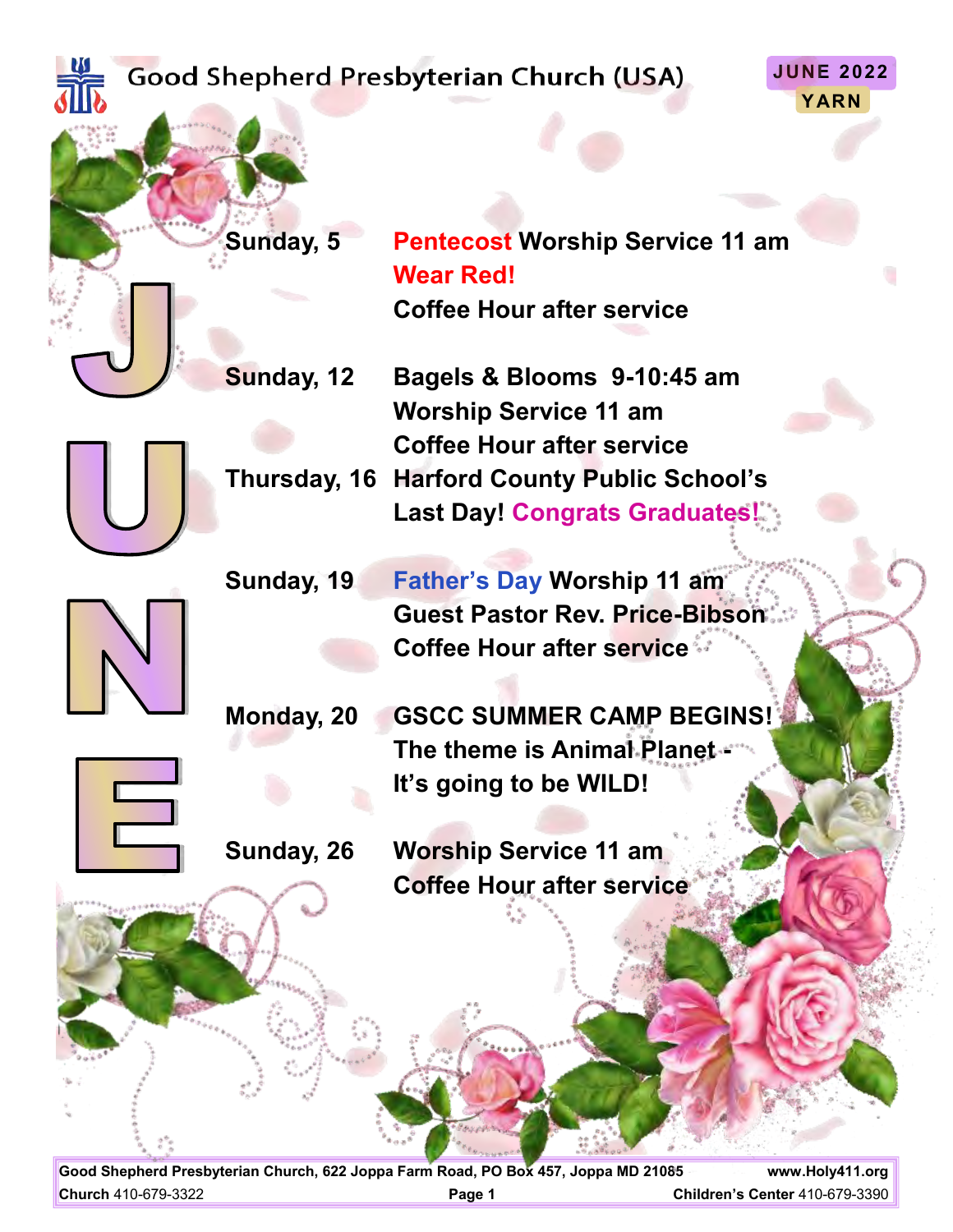# Good Shepherd Presbyterian Church (USA)

**JUNE 2022 YARN**

# JUNE

| | |
|---|---|
| **Sunday, 5** | **Pentecost Worship Service 11 am**<br>**Wear Red!**<br>**Coffee Hour after service** |
| **Sunday, 12** | **Bagels & Blooms 9-10:45 am**<br>**Worship Service 11 am**<br>**Coffee Hour after service** |
| **Thursday, 16** | **Harford County Public School's Last Day! Congrats Graduates!** |
| **Sunday, 19** | **Father's Day Worship 11 am**<br>**Guest Pastor Rev. Price-Bibson**<br>**Coffee Hour after service** |
| **Monday, 20** | **GSCC SUMMER CAMP BEGINS!**<br>**The theme is Animal Planet - It's going to be WILD!** |
| **Sunday, 26** | **Worship Service 11 am**<br>**Coffee Hour after service** |

**Good Shepherd Presbyterian Church, 622 Joppa Farm Road, PO Box 457, Joppa MD 21085** **www.Holy411.org**
**Church** 410-679-3322 **Children's Center** 410-679-3390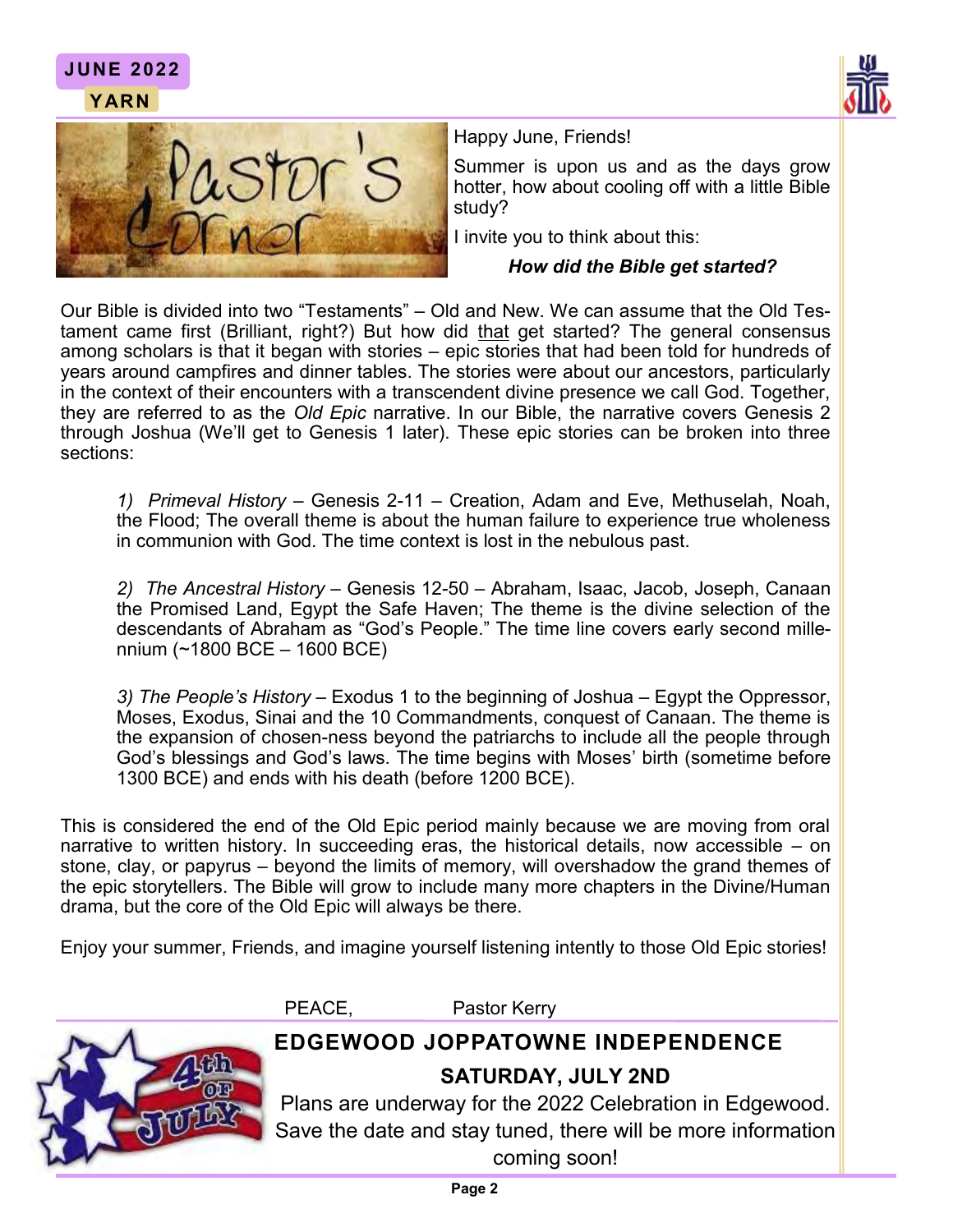## Pastor's Corner

Happy June, Friends!

Summer is upon us and as the days grow hotter, how about cooling off with a little Bible study?

I invite you to think about this:

***How did the Bible get started?***

Our Bible is divided into two "Testaments" – Old and New. We can assume that the Old Testament came first (Brilliant, right?) But how did that get started? The general consensus among scholars is that it began with stories – epic stories that had been told for hundreds of years around campfires and dinner tables. The stories were about our ancestors, particularly in the context of their encounters with a transcendent divine presence we call God. Together, they are referred to as the *Old Epic* narrative. In our Bible, the narrative covers Genesis 2 through Joshua (We'll get to Genesis 1 later). These epic stories can be broken into three sections:

> 1) *Primeval History* – Genesis 2-11 – Creation, Adam and Eve, Methuselah, Noah, the Flood; The overall theme is about the human failure to experience true wholeness in communion with God. The time context is lost in the nebulous past.
>
> 2) *The Ancestral History* – Genesis 12-50 – Abraham, Isaac, Jacob, Joseph, Canaan the Promised Land, Egypt the Safe Haven; The theme is the divine selection of the descendants of Abraham as "God's People." The time line covers early second millennium (~1800 BCE – 1600 BCE)
>
> 3) *The People's History* – Exodus 1 to the beginning of Joshua – Egypt the Oppressor, Moses, Exodus, Sinai and the 10 Commandments, conquest of Canaan. The theme is the expansion of chosen-ness beyond the patriarchs to include all the people through God's blessings and God's laws. The time begins with Moses' birth (sometime before 1300 BCE) and ends with his death (before 1200 BCE).

This is considered the end of the Old Epic period mainly because we are moving from oral narrative to written history. In succeeding eras, the historical details, now accessible – on stone, clay, or papyrus – beyond the limits of memory, will overshadow the grand themes of the epic storytellers. The Bible will grow to include many more chapters in the Divine/Human drama, but the core of the Old Epic will always be there.

Enjoy your summer, Friends, and imagine yourself listening intently to those Old Epic stories!

PEACE, Pastor Kerry

## EDGEWOOD JOPPATOWNE INDEPENDENCE

### SATURDAY, JULY 2ND

Plans are underway for the 2022 Celebration in Edgewood. Save the date and stay tuned, there will be more information coming soon!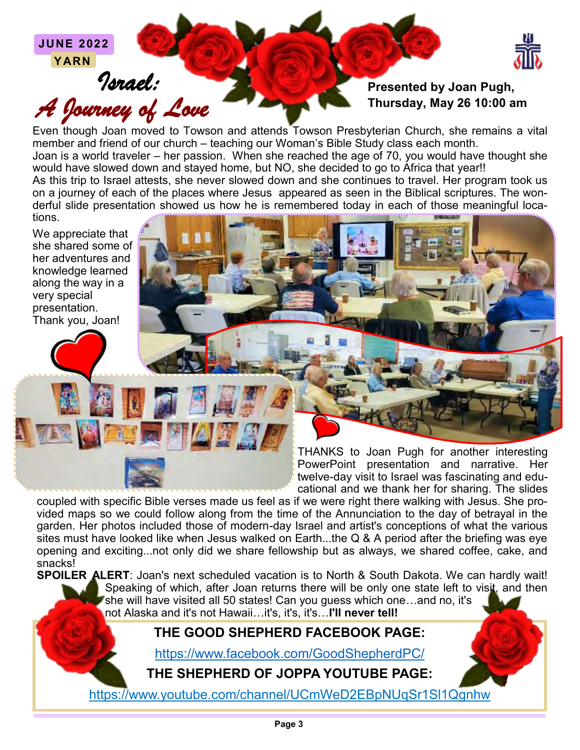**JUNE 2022**

**YARN**

# *Israel: A Journey of Love*

**Presented by Joan Pugh, Thursday, May 26 10:00 am**

Even though Joan moved to Towson and attends Towson Presbyterian Church, she remains a vital member and friend of our church – teaching our Woman's Bible Study class each month.

Joan is a world traveler – her passion. When she reached the age of 70, you would have thought she would have slowed down and stayed home, but NO, she decided to go to Africa that year!!

As this trip to Israel attests, she never slowed down and she continues to travel. Her program took us on a journey of each of the places where Jesus appeared as seen in the Biblical scriptures. The wonderful slide presentation showed us how he is remembered today in each of those meaningful locations.

We appreciate that she shared some of her adventures and knowledge learned along the way in a very special presentation. Thank you, Joan!

THANKS to Joan Pugh for another interesting PowerPoint presentation and narrative. Her twelve-day visit to Israel was fascinating and educational and we thank her for sharing. The slides coupled with specific Bible verses made us feel as if we were right there walking with Jesus. She provided maps so we could follow along from the time of the Annunciation to the day of betrayal in the garden. Her photos included those of modern-day Israel and artist's conceptions of what the various sites must have looked like when Jesus walked on Earth...the Q & A period after the briefing was eye opening and exciting...not only did we share fellowship but as always, we shared coffee, cake, and snacks!

**SPOILER ALERT**: Joan's next scheduled vacation is to North & South Dakota. We can hardly wait! Speaking of which, after Joan returns there will be only one state left to visit, and then she will have visited all 50 states! Can you guess which one…and no, it's not Alaska and it's not Hawaii…it's, it's, it's…**I'll never tell!**

**THE GOOD SHEPHERD FACEBOOK PAGE:**

https://www.facebook.com/GoodShepherdPC/

**THE SHEPHERD OF JOPPA YOUTUBE PAGE:**

https://www.youtube.com/channel/UCmWeD2EBpNUqSr1Sl1Qgnhw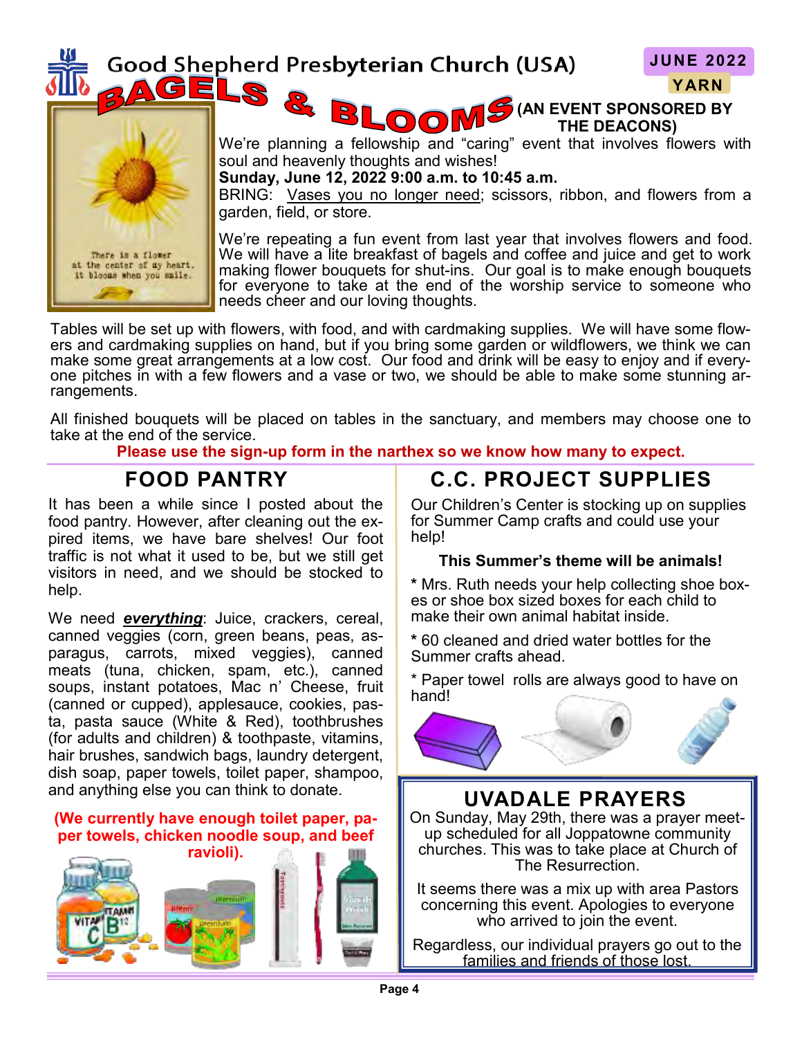Good Shepherd Presbyterian Church (USA)

**JUNE 2022**
**YARN**

# BAGELS & BLOOMS

**(AN EVENT SPONSORED BY THE DEACONS)**

There is a flower at the center of my heart. It blooms when you smile.

We're planning a fellowship and "caring" event that involves flowers with soul and heavenly thoughts and wishes!

**Sunday, June 12, 2022 9:00 a.m. to 10:45 a.m.**

BRING: Vases you no longer need; scissors, ribbon, and flowers from a garden, field, or store.

We're repeating a fun event from last year that involves flowers and food. We will have a lite breakfast of bagels and coffee and juice and get to work making flower bouquets for shut-ins. Our goal is to make enough bouquets for everyone to take at the end of the worship service to someone who needs cheer and our loving thoughts.

Tables will be set up with flowers, with food, and with cardmaking supplies. We will have some flowers and cardmaking supplies on hand, but if you bring some garden or wildflowers, we think we can make some great arrangements at a low cost. Our food and drink will be easy to enjoy and if everyone pitches in with a few flowers and a vase or two, we should be able to make some stunning arrangements.

All finished bouquets will be placed on tables in the sanctuary, and members may choose one to take at the end of the service.

**Please use the sign-up form in the narthex so we know how many to expect.**

## FOOD PANTRY

It has been a while since I posted about the food pantry. However, after cleaning out the expired items, we have bare shelves! Our foot traffic is not what it used to be, but we still get visitors in need, and we should be stocked to help.

We need ***everything***: Juice, crackers, cereal, canned veggies (corn, green beans, peas, asparagus, carrots, mixed veggies), canned meats (tuna, chicken, spam, etc.), canned soups, instant potatoes, Mac n' Cheese, fruit (canned or cupped), applesauce, cookies, pasta, pasta sauce (White & Red), toothbrushes (for adults and children) & toothpaste, vitamins, hair brushes, sandwich bags, laundry detergent, dish soap, paper towels, toilet paper, shampoo, and anything else you can think to donate.

**(We currently have enough toilet paper, paper towels, chicken noodle soup, and beef ravioli).**

## C.C. PROJECT SUPPLIES

Our Children's Center is stocking up on supplies for Summer Camp crafts and could use your help!

**This Summer's theme will be animals!**

* Mrs. Ruth needs your help collecting shoe boxes or shoe box sized boxes for each child to make their own animal habitat inside.

* 60 cleaned and dried water bottles for the Summer crafts ahead.

* Paper towel rolls are always good to have on hand!

## UVADALE PRAYERS

On Sunday, May 29th, there was a prayer meet-up scheduled for all Joppatowne community churches. This was to take place at Church of The Resurrection.

It seems there was a mix up with area Pastors concerning this event. Apologies to everyone who arrived to join the event.

Regardless, our individual prayers go out to the families and friends of those lost.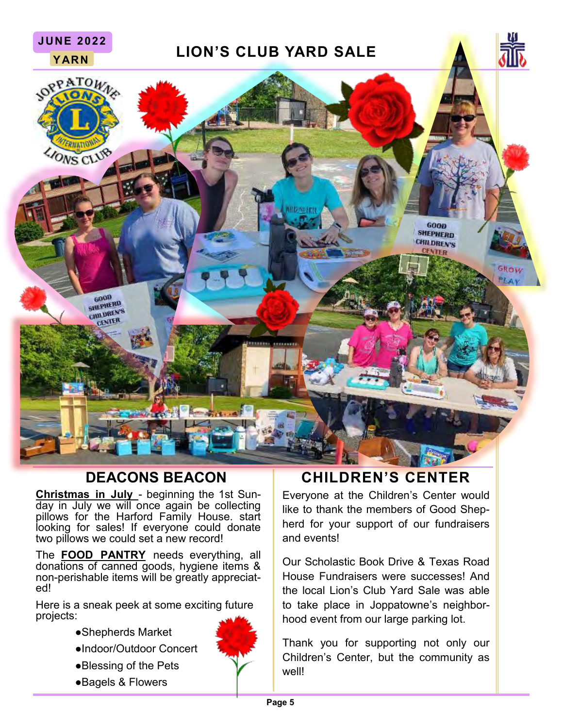## LION'S CLUB YARD SALE

## DEACONS BEACON

**Christmas in July** - beginning the 1st Sunday in July we will once again be collecting pillows for the Harford Family House. start looking for sales! If everyone could donate two pillows we could set a new record!

The **FOOD PANTRY** needs everything, all donations of canned goods, hygiene items & non-perishable items will be greatly appreciated!

Here is a sneak peek at some exciting future projects:

- Shepherds Market
- Indoor/Outdoor Concert
- Blessing of the Pets
- Bagels & Flowers

## CHILDREN'S CENTER

Everyone at the Children's Center would like to thank the members of Good Shepherd for your support of our fundraisers and events!

Our Scholastic Book Drive & Texas Road House Fundraisers were successes! And the local Lion's Club Yard Sale was able to take place in Joppatowne's neighborhood event from our large parking lot.

Thank you for supporting not only our Children's Center, but the community as well!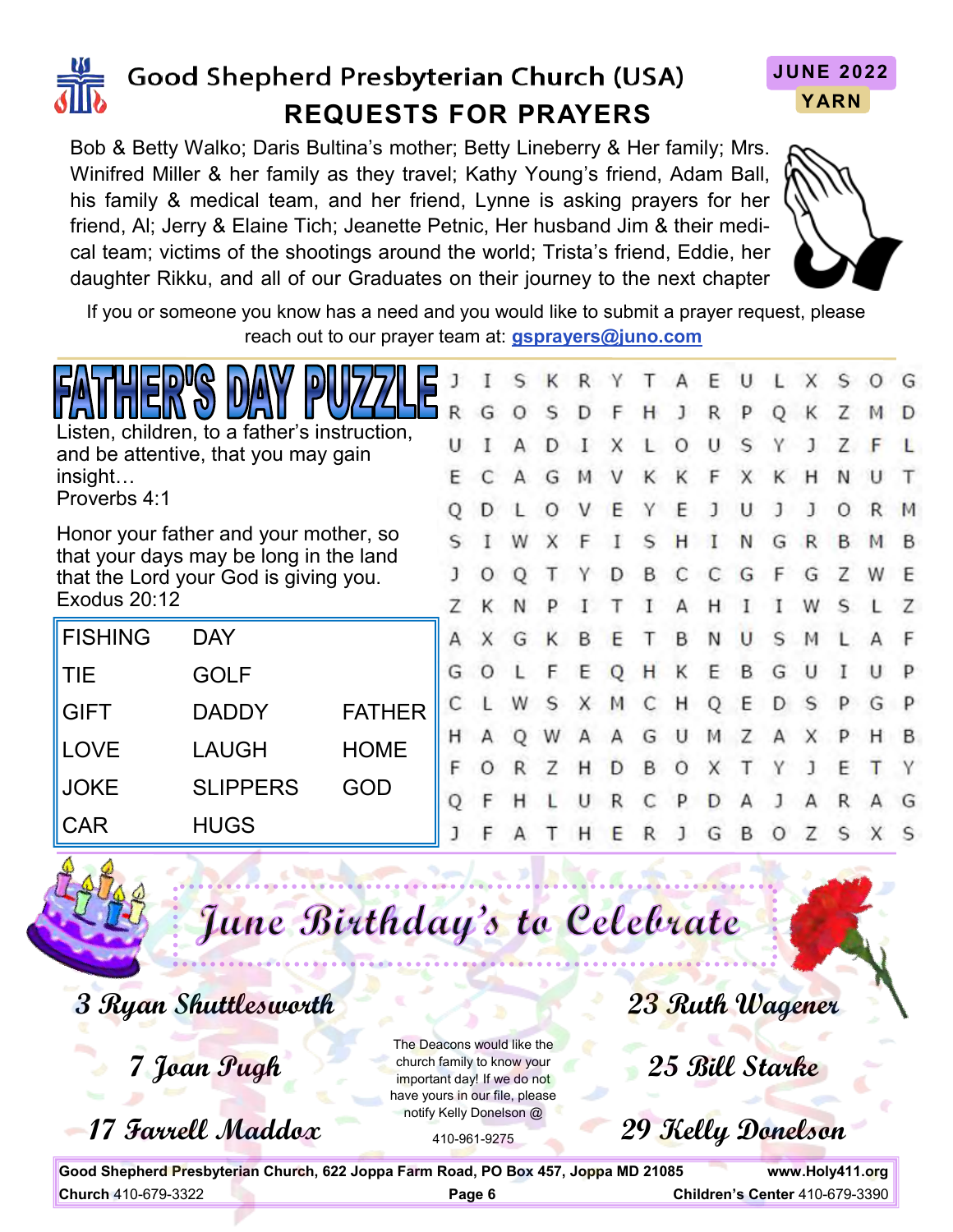# Good Shepherd Presbyterian Church (USA)

**JUNE 2022 YARN**

## REQUESTS FOR PRAYERS

Bob & Betty Walko; Daris Bultina's mother; Betty Lineberry & Her family; Mrs. Winifred Miller & her family as they travel; Kathy Young's friend, Adam Ball, his family & medical team, and her friend, Lynne is asking prayers for her friend, Al; Jerry & Elaine Tich; Jeanette Petnic, Her husband Jim & their medical team; victims of the shootings around the world; Trista's friend, Eddie, her daughter Rikku, and all of our Graduates on their journey to the next chapter

If you or someone you know has a need and you would like to submit a prayer request, please reach out to our prayer team at: **gsprayers@juno.com**

## FATHER'S DAY PUZZLE

Listen, children, to a father's instruction, and be attentive, that you may gain insight…
Proverbs 4:1

Honor your father and your mother, so that your days may be long in the land that the Lord your God is giving you.
Exodus 20:12

| | | |
|---|---|---|
| FISHING | DAY | |
| TIE | GOLF | |
| GIFT | DADDY | FATHER |
| LOVE | LAUGH | HOME |
| JOKE | SLIPPERS | GOD |
| CAR | HUGS | |

```
J I S K R Y T A E U L X S O G
R G O S D F H J R P Q K Z M D
U I A D I X L O U S Y J Z F L
E C A G M V K K F X K H N U T
Q D L O V E Y E J U J J O R M
S I W X F I S H I N G R B M B
J O Q T Y D B C C G F G Z W E
Z K N P I T I A H I I W S L Z
A X G K B E T B N U S M L A F
G O L F E Q H K E B G U I U P
C L W S X M C H Q E D S P G P
H A Q W A A G U M Z A X P H B
F O R Z H D B O X T Y J E T Y
Q F H L U R C P D A J A R A G
J F A T H E R J G B O Z S X S
```

## June Birthday's to Celebrate

*3 Ryan Shuttlesworth*

*7 Joan Pugh*

*17 Farrell Maddox*

*23 Ruth Wagener*

*25 Bill Starke*

*29 Kelly Donelson*

The Deacons would like the church family to know your important day! If we do not have yours in our file, please notify Kelly Donelson @ 410-961-9275

**Good Shepherd Presbyterian Church**, 622 Joppa Farm Road, PO Box 457, Joppa MD 21085 **www.Holy411.org**
**Church** 410-679-3322 **Children's Center** 410-679-3390